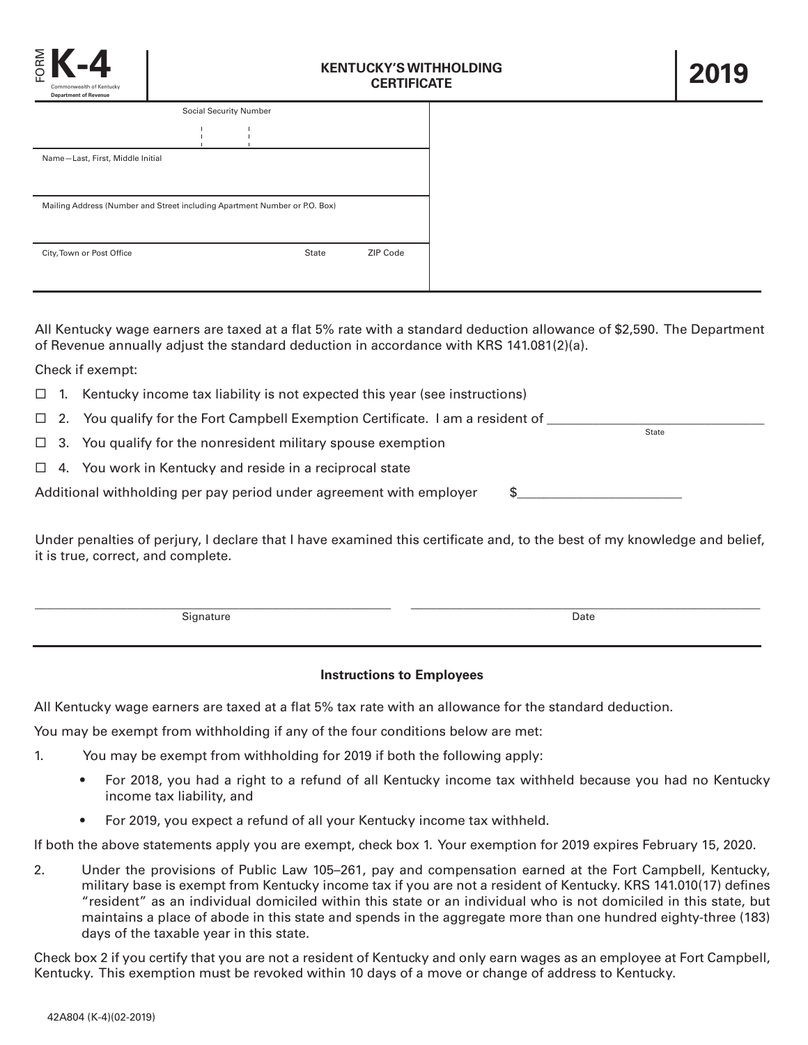FORM **K-4**

Commonwealth of Kentucky
**Department of Revenue**

# KENTUCKY'S WITHHOLDING CERTIFICATE

**2019**

Social Security Number

Name—Last, First, Middle Initial

Mailing Address (Number and Street including Apartment Number or P.O. Box)

City, Town or Post Office | State | ZIP Code

All Kentucky wage earners are taxed at a flat 5% rate with a standard deduction allowance of $2,590. The Department of Revenue annually adjust the standard deduction in accordance with KRS 141.081(2)(a).

Check if exempt:

☐ 1. Kentucky income tax liability is not expected this year (see instructions)

☐ 2. You qualify for the Fort Campbell Exemption Certificate. I am a resident of ______________ (State)

☐ 3. You qualify for the nonresident military spouse exemption

☐ 4. You work in Kentucky and reside in a reciprocal state

Additional withholding per pay period under agreement with employer $______________

Under penalties of perjury, I declare that I have examined this certificate and, to the best of my knowledge and belief, it is true, correct, and complete.

______________________ Signature ______________________ Date

## Instructions to Employees

All Kentucky wage earners are taxed at a flat 5% tax rate with an allowance for the standard deduction.

You may be exempt from withholding if any of the four conditions below are met:

1. You may be exempt from withholding for 2019 if both the following apply:
   - For 2018, you had a right to a refund of all Kentucky income tax withheld because you had no Kentucky income tax liability, and
   - For 2019, you expect a refund of all your Kentucky income tax withheld.

If both the above statements apply you are exempt, check box 1. Your exemption for 2019 expires February 15, 2020.

2. Under the provisions of Public Law 105–261, pay and compensation earned at the Fort Campbell, Kentucky, military base is exempt from Kentucky income tax if you are not a resident of Kentucky. KRS 141.010(17) defines "resident" as an individual domiciled within this state or an individual who is not domiciled in this state, but maintains a place of abode in this state and spends in the aggregate more than one hundred eighty-three (183) days of the taxable year in this state.

Check box 2 if you certify that you are not a resident of Kentucky and only earn wages as an employee at Fort Campbell, Kentucky. This exemption must be revoked within 10 days of a move or change of address to Kentucky.

42A804 (K-4)(02-2019)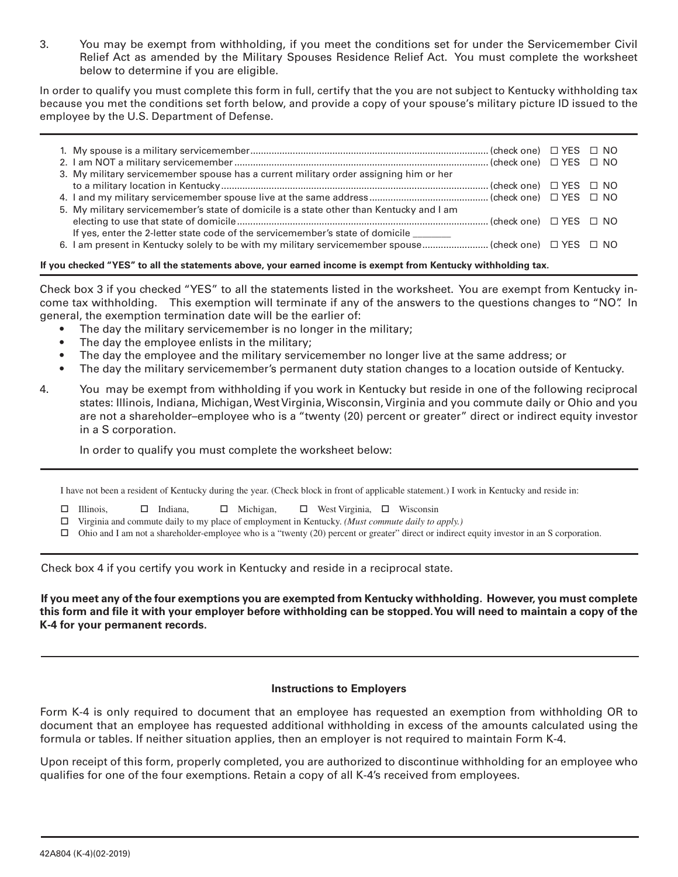3. You may be exempt from withholding, if you meet the conditions set for under the Servicemember Civil Relief Act as amended by the Military Spouses Residence Relief Act. You must complete the worksheet below to determine if you are eligible.

In order to qualify you must complete this form in full, certify that the you are not subject to Kentucky withholding tax because you met the conditions set forth below, and provide a copy of your spouse's military picture ID issued to the employee by the U.S. Department of Defense.

---

1. My spouse is a military servicemember.......................................................................................... (check one) ☐ YES ☐ NO
2. I am NOT a military servicemember................................................................................................ (check one) ☐ YES ☐ NO
3. My military servicemember spouse has a current military order assigning him or her to a military location in Kentucky...................................................................................................... (check one) ☐ YES ☐ NO
4. I and my military servicemember spouse live at the same address.............................................. (check one) ☐ YES ☐ NO
5. My military servicemember's state of domicile is a state other than Kentucky and I am electing to use that state of domicile.............................................................................................. (check one) ☐ YES ☐ NO
   If yes, enter the 2-letter state code of the servicemember's state of domicile ________
6. I am present in Kentucky solely to be with my military servicemember spouse........................ (check one) ☐ YES ☐ NO

**If you checked "YES" to all the statements above, your earned income is exempt from Kentucky withholding tax.**

---

Check box 3 if you checked "YES" to all the statements listed in the worksheet. You are exempt from Kentucky income tax withholding. This exemption will terminate if any of the answers to the questions changes to "NO". In general, the exemption termination date will be the earlier of:

- The day the military servicemember is no longer in the military;
- The day the employee enlists in the military;
- The day the employee and the military servicemember no longer live at the same address; or
- The day the military servicemember's permanent duty station changes to a location outside of Kentucky.

4. You may be exempt from withholding if you work in Kentucky but reside in one of the following reciprocal states: Illinois, Indiana, Michigan, West Virginia, Wisconsin, Virginia and you commute daily or Ohio and you are not a shareholder–employee who is a "twenty (20) percent or greater" direct or indirect equity investor in a S corporation.

   In order to qualify you must complete the worksheet below:

---

I have not been a resident of Kentucky during the year. (Check block in front of applicable statement.) I work in Kentucky and reside in:

☐ Illinois, ☐ Indiana, ☐ Michigan, ☐ West Virginia, ☐ Wisconsin

☐ Virginia and commute daily to my place of employment in Kentucky. *(Must commute daily to apply.)*

☐ Ohio and I am not a shareholder-employee who is a "twenty (20) percent or greater" direct or indirect equity investor in an S corporation.

---

Check box 4 if you certify you work in Kentucky and reside in a reciprocal state.

**If you meet any of the four exemptions you are exempted from Kentucky withholding. However, you must complete this form and file it with your employer before withholding can be stopped. You will need to maintain a copy of the K-4 for your permanent records.**

---

### Instructions to Employers

Form K-4 is only required to document that an employee has requested an exemption from withholding OR to document that an employee has requested additional withholding in excess of the amounts calculated using the formula or tables. If neither situation applies, then an employer is not required to maintain Form K-4.

Upon receipt of this form, properly completed, you are authorized to discontinue withholding for an employee who qualifies for one of the four exemptions. Retain a copy of all K-4's received from employees.

42A804 (K-4)(02-2019)